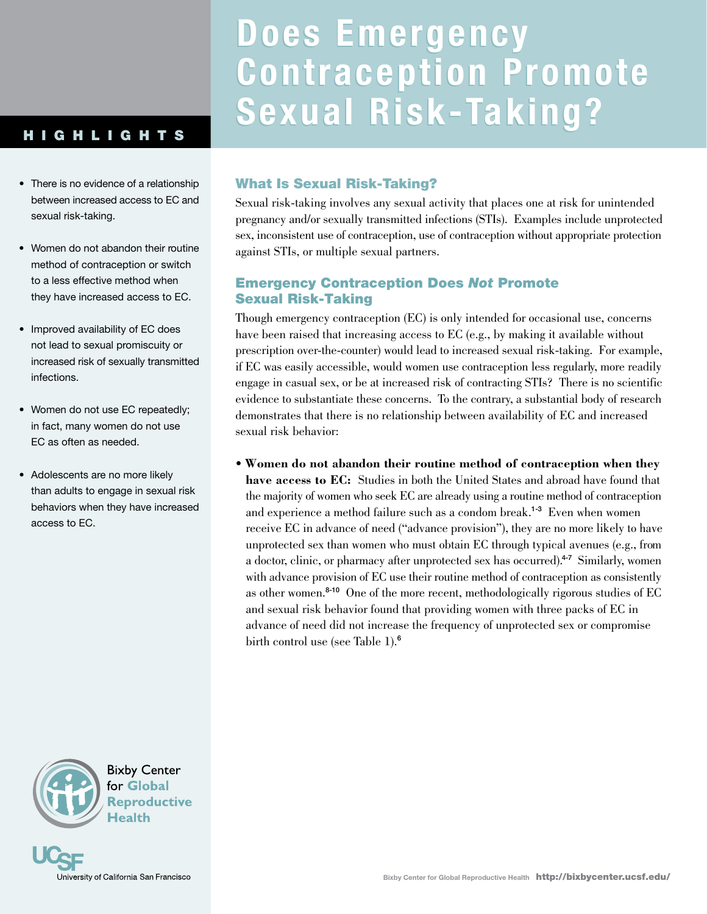# Does Emergency Contraception Promote Sexual Risk-Taking?

## HIGHLIGHTS

- There is no evidence of a relationship between increased access to EC and sexual risk-taking.
- Women do not abandon their routine method of contraception or switch to a less effective method when they have increased access to EC.
- Improved availability of EC does not lead to sexual promiscuity or increased risk of sexually transmitted infections.
- Women do not use EC repeatedly; in fact, many women do not use EC as often as needed.
- Adolescents are no more likely than adults to engage in sexual risk behaviors when they have increased access to EC.

## What Is Sexual Risk-Taking?

Sexual risk-taking involves any sexual activity that places one at risk for unintended pregnancy and/or sexually transmitted infections (STIs). Examples include unprotected sex, inconsistent use of contraception, use of contraception without appropriate protection against STIs, or multiple sexual partners.

## Emergency Contraception Does *Not* Promote Sexual Risk-Taking

Though emergency contraception (EC) is only intended for occasional use, concerns have been raised that increasing access to EC (e.g., by making it available without prescription over-the-counter) would lead to increased sexual risk-taking. For example, if EC was easily accessible, would women use contraception less regularly, more readily engage in casual sex, or be at increased risk of contracting STIs? There is no scientific evidence to substantiate these concerns. To the contrary, a substantial body of research demonstrates that there is no relationship between availability of EC and increased sexual risk behavior:

- **Women do not abandon their routine method of contraception when they have access to EC:** Studies in both the United States and abroad have found that the majority of women who seek EC are already using a routine method of contraception and experience a method failure such as a condom break.[1-3] Even when women receive EC in advance of need ("advance provision"), they are no more likely to have unprotected sex than women who must obtain EC through typical avenues (e.g., from a doctor, clinic, or pharmacy after unprotected sex has occurred).[4-7] Similarly, women with advance provision of EC use their routine method of contraception as consistently as other women.[8-10] One of the more recent, methodologically rigorous studies of EC and sexual risk behavior found that providing women with three packs of EC in advance of need did not increase the frequency of unprotected sex or compromise birth control use (see Table 1).[6]

Bixby Center for Global Reproductive Health

UCSF University of California San Francisco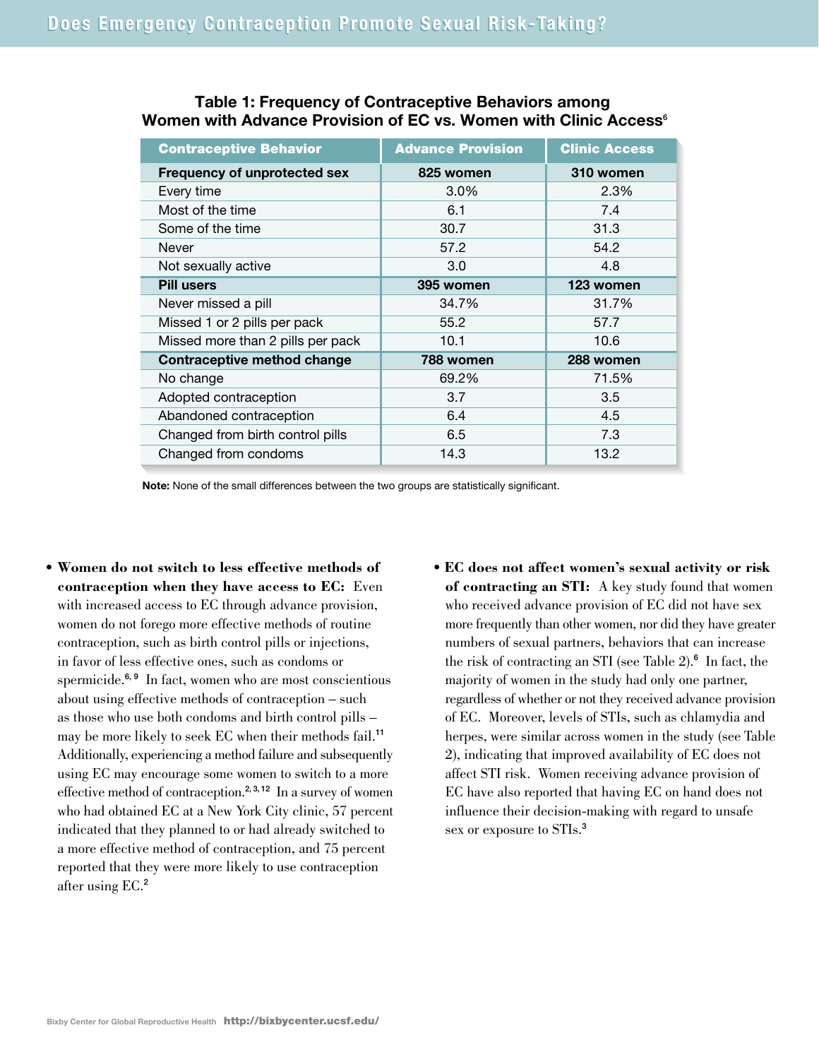**Table 1: Frequency of Contraceptive Behaviors among Women with Advance Provision of EC vs. Women with Clinic Access**[6]

| Contraceptive Behavior | Advance Provision | Clinic Access |
|---|---|---|
| **Frequency of unprotected sex** | **825 women** | **310 women** |
| Every time | 3.0% | 2.3% |
| Most of the time | 6.1 | 7.4 |
| Some of the time | 30.7 | 31.3 |
| Never | 57.2 | 54.2 |
| Not sexually active | 3.0 | 4.8 |
| **Pill users** | **395 women** | **123 women** |
| Never missed a pill | 34.7% | 31.7% |
| Missed 1 or 2 pills per pack | 55.2 | 57.7 |
| Missed more than 2 pills per pack | 10.1 | 10.6 |
| **Contraceptive method change** | **788 women** | **288 women** |
| No change | 69.2% | 71.5% |
| Adopted contraception | 3.7 | 3.5 |
| Abandoned contraception | 6.4 | 4.5 |
| Changed from birth control pills | 6.5 | 7.3 |
| Changed from condoms | 14.3 | 13.2 |

**Note:** None of the small differences between the two groups are statistically significant.

- **Women do not switch to less effective methods of contraception when they have access to EC:** Even with increased access to EC through advance provision, women do not forego more effective methods of routine contraception, such as birth control pills or injections, in favor of less effective ones, such as condoms or spermicide.[6, 9] In fact, women who are most conscientious about using effective methods of contraception – such as those who use both condoms and birth control pills – may be more likely to seek EC when their methods fail.[11] Additionally, experiencing a method failure and subsequently using EC may encourage some women to switch to a more effective method of contraception.[2, 3, 12] In a survey of women who had obtained EC at a New York City clinic, 57 percent indicated that they planned to or had already switched to a more effective method of contraception, and 75 percent reported that they were more likely to use contraception after using EC.[2]

- **EC does not affect women's sexual activity or risk of contracting an STI:** A key study found that women who received advance provision of EC did not have sex more frequently than other women, nor did they have greater numbers of sexual partners, behaviors that can increase the risk of contracting an STI (see Table 2).[6] In fact, the majority of women in the study had only one partner, regardless of whether or not they received advance provision of EC. Moreover, levels of STIs, such as chlamydia and herpes, were similar across women in the study (see Table 2), indicating that improved availability of EC does not affect STI risk. Women receiving advance provision of EC have also reported that having EC on hand does not influence their decision-making with regard to unsafe sex or exposure to STIs.[3]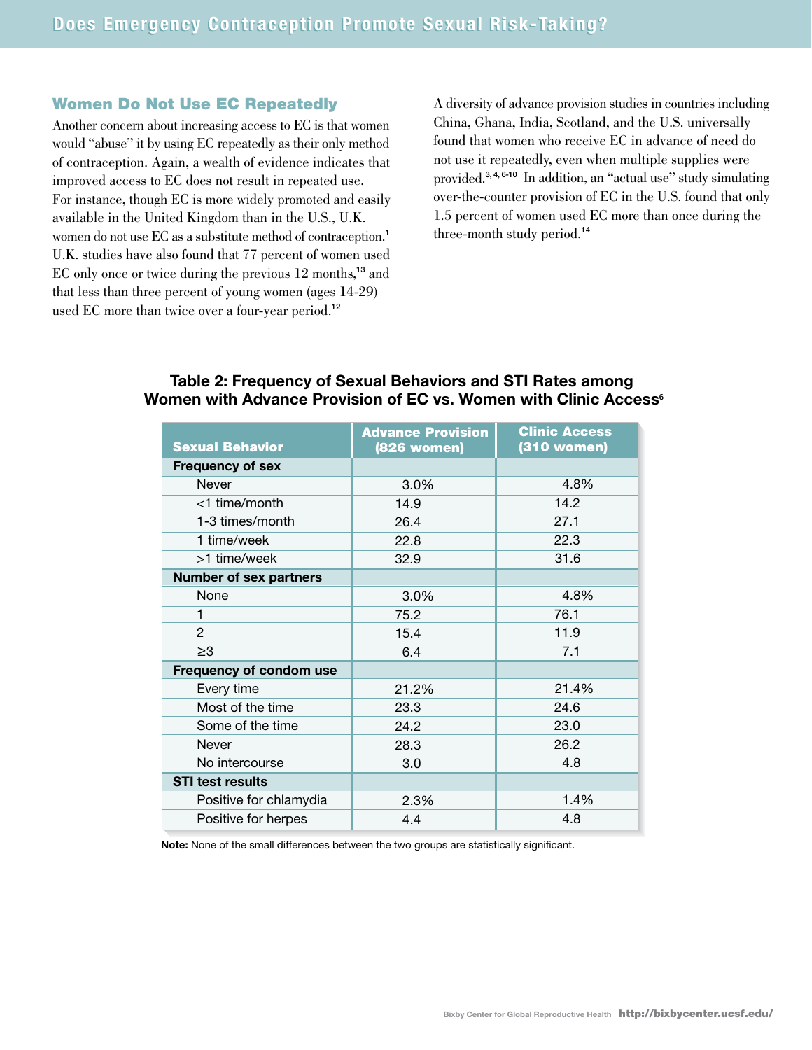## Women Do Not Use EC Repeatedly

Another concern about increasing access to EC is that women would "abuse" it by using EC repeatedly as their only method of contraception. Again, a wealth of evidence indicates that improved access to EC does not result in repeated use. For instance, though EC is more widely promoted and easily available in the United Kingdom than in the U.S., U.K. women do not use EC as a substitute method of contraception.[1] U.K. studies have also found that 77 percent of women used EC only once or twice during the previous 12 months,[13] and that less than three percent of young women (ages 14-29) used EC more than twice over a four-year period.[12]

A diversity of advance provision studies in countries including China, Ghana, India, Scotland, and the U.S. universally found that women who receive EC in advance of need do not use it repeatedly, even when multiple supplies were provided.[3, 4, 6-10] In addition, an "actual use" study simulating over-the-counter provision of EC in the U.S. found that only 1.5 percent of women used EC more than once during the three-month study period.[14]

**Table 2: Frequency of Sexual Behaviors and STI Rates among Women with Advance Provision of EC vs. Women with Clinic Access[6]**

| Sexual Behavior | Advance Provision (826 women) | Clinic Access (310 women) |
|---|---|---|
| **Frequency of sex** | | |
| Never | 3.0% | 4.8% |
| <1 time/month | 14.9 | 14.2 |
| 1-3 times/month | 26.4 | 27.1 |
| 1 time/week | 22.8 | 22.3 |
| >1 time/week | 32.9 | 31.6 |
| **Number of sex partners** | | |
| None | 3.0% | 4.8% |
| 1 | 75.2 | 76.1 |
| 2 | 15.4 | 11.9 |
| ≥3 | 6.4 | 7.1 |
| **Frequency of condom use** | | |
| Every time | 21.2% | 21.4% |
| Most of the time | 23.3 | 24.6 |
| Some of the time | 24.2 | 23.0 |
| Never | 28.3 | 26.2 |
| No intercourse | 3.0 | 4.8 |
| **STI test results** | | |
| Positive for chlamydia | 2.3% | 1.4% |
| Positive for herpes | 4.4 | 4.8 |

**Note:** None of the small differences between the two groups are statistically significant.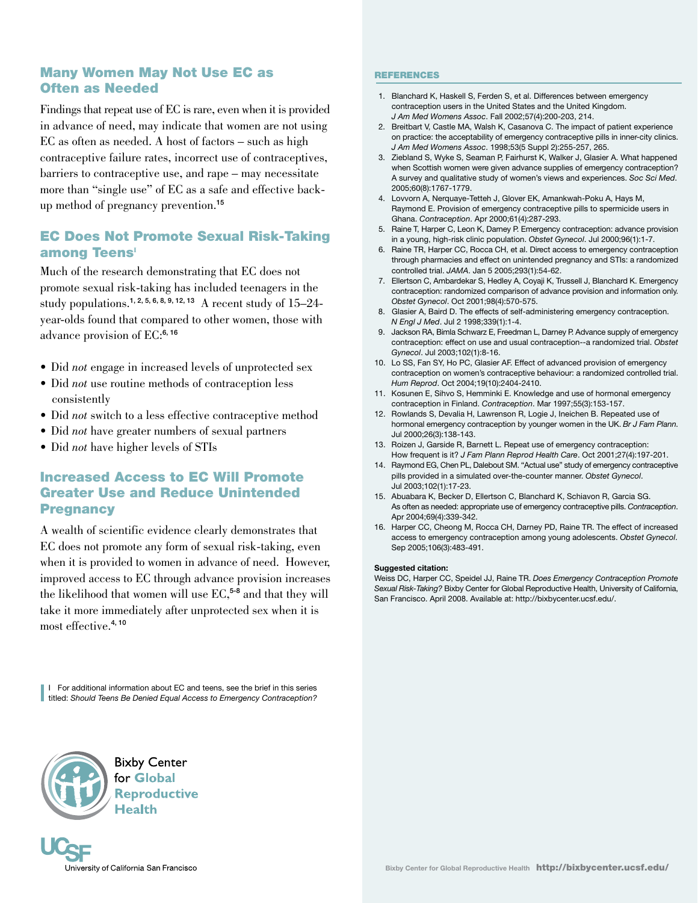## Many Women May Not Use EC as Often as Needed

Findings that repeat use of EC is rare, even when it is provided in advance of need, may indicate that women are not using EC as often as needed. A host of factors – such as high contraceptive failure rates, incorrect use of contraceptives, barriers to contraceptive use, and rape – may necessitate more than "single use" of EC as a safe and effective back-up method of pregnancy prevention.[15]

## EC Does Not Promote Sexual Risk-Taking among Teens[I]

Much of the research demonstrating that EC does not promote sexual risk-taking has included teenagers in the study populations.[1, 2, 5, 6, 8, 9, 12, 13] A recent study of 15–24-year-olds found that compared to other women, those with advance provision of EC:[6, 16]

- Did *not* engage in increased levels of unprotected sex
- Did *not* use routine methods of contraception less consistently
- Did *not* switch to a less effective contraceptive method
- Did *not* have greater numbers of sexual partners
- Did *not* have higher levels of STIs

## Increased Access to EC Will Promote Greater Use and Reduce Unintended Pregnancy

A wealth of scientific evidence clearly demonstrates that EC does not promote any form of sexual risk-taking, even when it is provided to women in advance of need. However, improved access to EC through advance provision increases the likelihood that women will use EC,[5-8] and that they will take it more immediately after unprotected sex when it is most effective.[4, 10]

I For additional information about EC and teens, see the brief in this series titled: *Should Teens Be Denied Equal Access to Emergency Contraception?*

Bixby Center for Global Reproductive Health

UCSF University of California San Francisco

### REFERENCES

1. Blanchard K, Haskell S, Ferden S, et al. Differences between emergency contraception users in the United States and the United Kingdom. *J Am Med Womens Assoc*. Fall 2002;57(4):200-203, 214.
2. Breitbart V, Castle MA, Walsh K, Casanova C. The impact of patient experience on practice: the acceptability of emergency contraceptive pills in inner-city clinics. *J Am Med Womens Assoc*. 1998;53(5 Suppl 2):255-257, 265.
3. Ziebland S, Wyke S, Seaman P, Fairhurst K, Walker J, Glasier A. What happened when Scottish women were given advance supplies of emergency contraception? A survey and qualitative study of women's views and experiences. *Soc Sci Med*. 2005;60(8):1767-1779.
4. Lovvorn A, Nerquaye-Tetteh J, Glover EK, Amankwah-Poku A, Hays M, Raymond E. Provision of emergency contraceptive pills to spermicide users in Ghana. *Contraception*. Apr 2000;61(4):287-293.
5. Raine T, Harper C, Leon K, Darney P. Emergency contraception: advance provision in a young, high-risk clinic population. *Obstet Gynecol*. Jul 2000;96(1):1-7.
6. Raine TR, Harper CC, Rocca CH, et al. Direct access to emergency contraception through pharmacies and effect on unintended pregnancy and STIs: a randomized controlled trial. *JAMA*. Jan 5 2005;293(1):54-62.
7. Ellertson C, Ambardekar S, Hedley A, Coyaji K, Trussell J, Blanchard K. Emergency contraception: randomized comparison of advance provision and information only. *Obstet Gynecol*. Oct 2001;98(4):570-575.
8. Glasier A, Baird D. The effects of self-administering emergency contraception. *N Engl J Med*. Jul 2 1998;339(1):1-4.
9. Jackson RA, Bimla Schwarz E, Freedman L, Darney P. Advance supply of emergency contraception: effect on use and usual contraception--a randomized trial. *Obstet Gynecol*. Jul 2003;102(1):8-16.
10. Lo SS, Fan SY, Ho PC, Glasier AF. Effect of advanced provision of emergency contraception on women's contraceptive behaviour: a randomized controlled trial. *Hum Reprod*. Oct 2004;19(10):2404-2410.
11. Kosunen E, Sihvo S, Hemminki E. Knowledge and use of hormonal emergency contraception in Finland. *Contraception*. Mar 1997;55(3):153-157.
12. Rowlands S, Devalia H, Lawrenson R, Logie J, Ineichen B. Repeated use of hormonal emergency contraception by younger women in the UK. *Br J Fam Plann.* Jul 2000;26(3):138-143.
13. Roizen J, Garside R, Barnett L. Repeat use of emergency contraception: How frequent is it? *J Fam Plann Reprod Health Care*. Oct 2001;27(4):197-201.
14. Raymond EG, Chen PL, Dalebout SM. "Actual use" study of emergency contraceptive pills provided in a simulated over-the-counter manner. *Obstet Gynecol*. Jul 2003;102(1):17-23.
15. Abuabara K, Becker D, Ellertson C, Blanchard K, Schiavon R, Garcia SG. As often as needed: appropriate use of emergency contraceptive pills. *Contraception*. Apr 2004;69(4):339-342.
16. Harper CC, Cheong M, Rocca CH, Darney PD, Raine TR. The effect of increased access to emergency contraception among young adolescents. *Obstet Gynecol*. Sep 2005;106(3):483-491.

**Suggested citation:**
Weiss DC, Harper CC, Speidel JJ, Raine TR. *Does Emergency Contraception Promote Sexual Risk-Taking?* Bixby Center for Global Reproductive Health, University of California, San Francisco. April 2008. Available at: http://bixbycenter.ucsf.edu/.